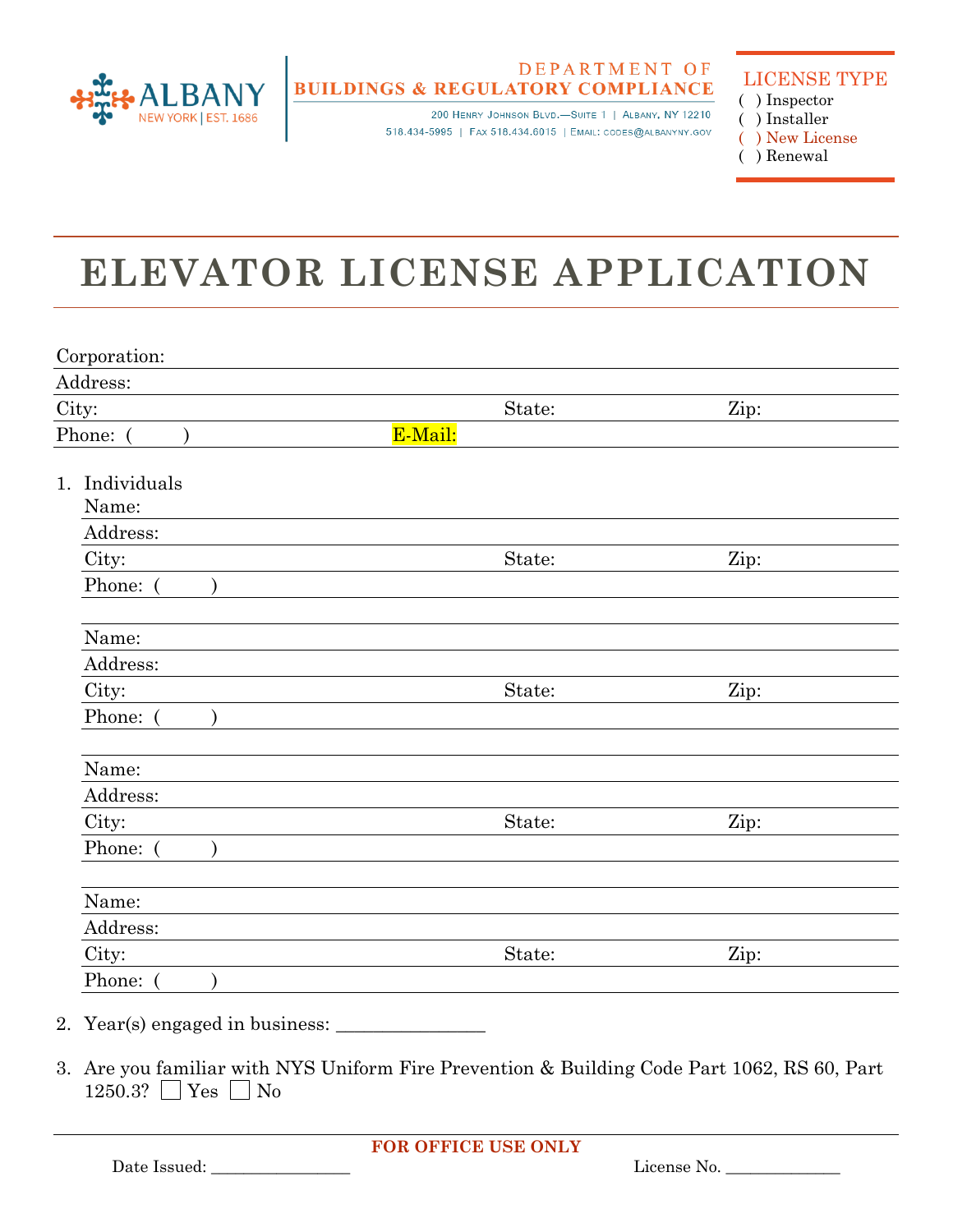ALBANY
NEW YORK | EST. 1686

DEPARTMENT OF
**BUILDINGS & REGULATORY COMPLIANCE**
200 Henry Johnson Blvd.—Suite 1 | Albany, NY 12210
518.434-5995 | Fax 518.434.6015 | Email: codes@albanyny.gov

LICENSE TYPE
( ) Inspector
( ) Installer
( ) New License
( ) Renewal

# ELEVATOR LICENSE APPLICATION

Corporation:
Address:
City: State: Zip:
Phone: ( ) E-Mail:

1. Individuals

   Name:
   Address:
   City: State: Zip:
   Phone: ( )

   Name:
   Address:
   City: State: Zip:
   Phone: ( )

   Name:
   Address:
   City: State: Zip:
   Phone: ( )

   Name:
   Address:
   City: State: Zip:
   Phone: ( )

2. Year(s) engaged in business: _______________

3. Are you familiar with NYS Uniform Fire Prevention & Building Code Part 1062, RS 60, Part 1250.3? ☐ Yes ☐ No

**FOR OFFICE USE ONLY**

Date Issued: ________________ License No. _____________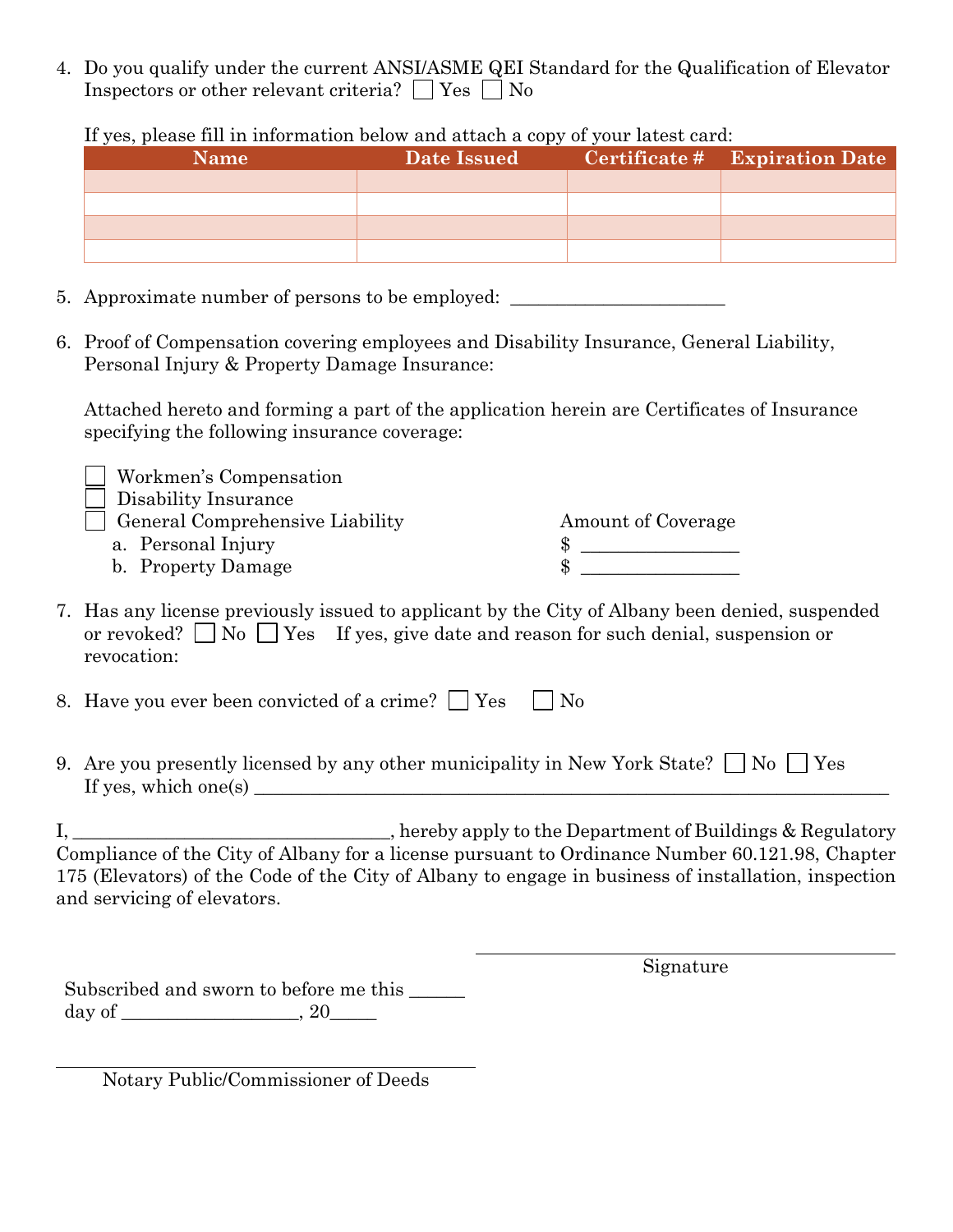4. Do you qualify under the current ANSI/ASME QEI Standard for the Qualification of Elevator Inspectors or other relevant criteria? ☐ Yes ☐ No

   If yes, please fill in information below and attach a copy of your latest card:

| Name | Date Issued | Certificate # | Expiration Date |
|---|---|---|---|
| | | | |
| | | | |
| | | | |
| | | | |

5. Approximate number of persons to be employed: ______________________

6. Proof of Compensation covering employees and Disability Insurance, General Liability, Personal Injury & Property Damage Insurance:

   Attached hereto and forming a part of the application herein are Certificates of Insurance specifying the following insurance coverage:

   ☐ Workmen's Compensation
   ☐ Disability Insurance
   ☐ General Comprehensive Liability — Amount of Coverage
   a. Personal Injury $ ________________
   b. Property Damage $ ________________

7. Has any license previously issued to applicant by the City of Albany been denied, suspended or revoked? ☐ No ☐ Yes If yes, give date and reason for such denial, suspension or revocation:

8. Have you ever been convicted of a crime? ☐ Yes ☐ No

9. Are you presently licensed by any other municipality in New York State? ☐ No ☐ Yes
   If yes, which one(s) ______________________________________________________________

I, _________________________________, hereby apply to the Department of Buildings & Regulatory Compliance of the City of Albany for a license pursuant to Ordinance Number 60.121.98, Chapter 175 (Elevators) of the Code of the City of Albany to engage in business of installation, inspection and servicing of elevators.

_____________________________________________
Signature

Subscribed and sworn to before me this ______
day of __________________, 20_____

_____________________________________________
Notary Public/Commissioner of Deeds